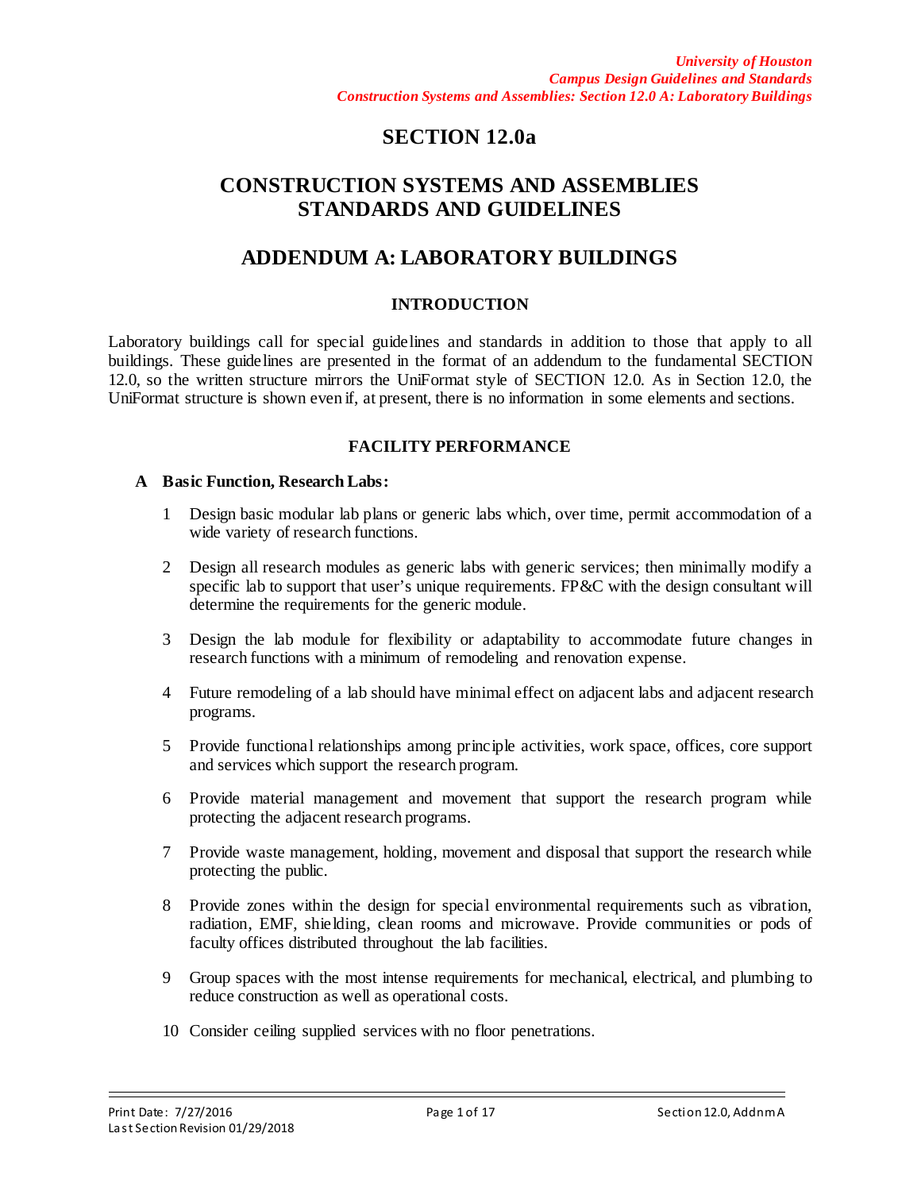# SECTION 12.0a

# CONSTRUCTION SYSTEMS AND ASSEMBLIES STANDARDS AND GUIDELINES

# ADDENDUM A: LABORATORY BUILDINGS

## INTRODUCTION

Laboratory buildings call for special guidelines and standards in addition to those that apply to all buildings. These guidelines are presented in the format of an addendum to the fundamental SECTION 12.0, so the written structure mirrors the UniFormat style of SECTION 12.0. As in Section 12.0, the UniFormat structure is shown even if, at present, there is no information in some elements and sections.

## FACILITY PERFORMANCE

### A Basic Function, Research Labs:

1. Design basic modular lab plans or generic labs which, over time, permit accommodation of a wide variety of research functions.
2. Design all research modules as generic labs with generic services; then minimally modify a specific lab to support that user's unique requirements. FP&C with the design consultant will determine the requirements for the generic module.
3. Design the lab module for flexibility or adaptability to accommodate future changes in research functions with a minimum of remodeling and renovation expense.
4. Future remodeling of a lab should have minimal effect on adjacent labs and adjacent research programs.
5. Provide functional relationships among principle activities, work space, offices, core support and services which support the research program.
6. Provide material management and movement that support the research program while protecting the adjacent research programs.
7. Provide waste management, holding, movement and disposal that support the research while protecting the public.
8. Provide zones within the design for special environmental requirements such as vibration, radiation, EMF, shielding, clean rooms and microwave. Provide communities or pods of faculty offices distributed throughout the lab facilities.
9. Group spaces with the most intense requirements for mechanical, electrical, and plumbing to reduce construction as well as operational costs.
10. Consider ceiling supplied services with no floor penetrations.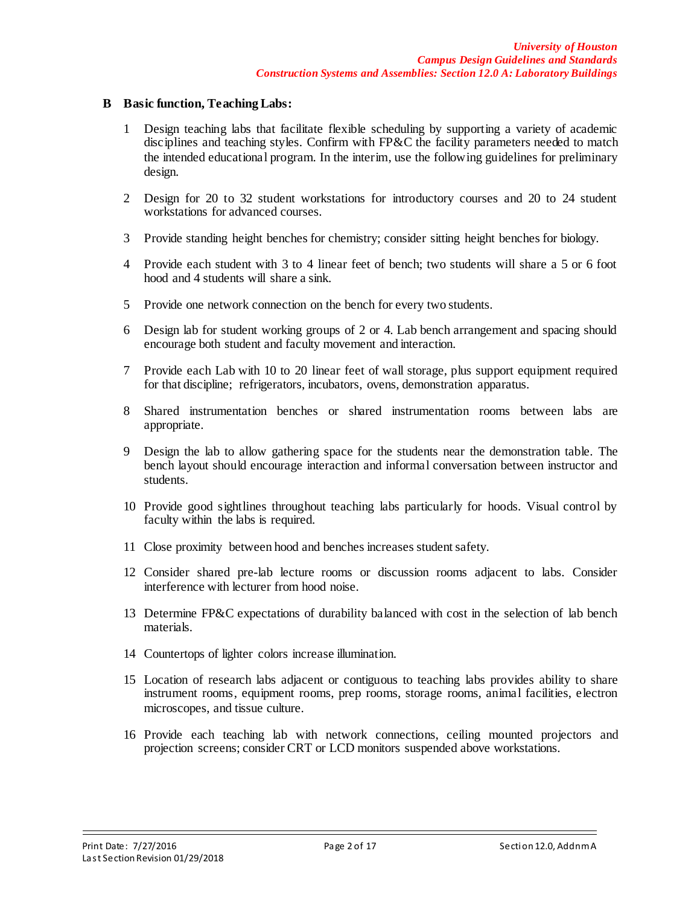## B Basic function, Teaching Labs:

1. Design teaching labs that facilitate flexible scheduling by supporting a variety of academic disciplines and teaching styles. Confirm with FP&C the facility parameters needed to match the intended educational program. In the interim, use the following guidelines for preliminary design.
2. Design for 20 to 32 student workstations for introductory courses and 20 to 24 student workstations for advanced courses.
3. Provide standing height benches for chemistry; consider sitting height benches for biology.
4. Provide each student with 3 to 4 linear feet of bench; two students will share a 5 or 6 foot hood and 4 students will share a sink.
5. Provide one network connection on the bench for every two students.
6. Design lab for student working groups of 2 or 4. Lab bench arrangement and spacing should encourage both student and faculty movement and interaction.
7. Provide each Lab with 10 to 20 linear feet of wall storage, plus support equipment required for that discipline; refrigerators, incubators, ovens, demonstration apparatus.
8. Shared instrumentation benches or shared instrumentation rooms between labs are appropriate.
9. Design the lab to allow gathering space for the students near the demonstration table. The bench layout should encourage interaction and informal conversation between instructor and students.
10. Provide good sightlines throughout teaching labs particularly for hoods. Visual control by faculty within the labs is required.
11. Close proximity between hood and benches increases student safety.
12. Consider shared pre-lab lecture rooms or discussion rooms adjacent to labs. Consider interference with lecturer from hood noise.
13. Determine FP&C expectations of durability balanced with cost in the selection of lab bench materials.
14. Countertops of lighter colors increase illumination.
15. Location of research labs adjacent or contiguous to teaching labs provides ability to share instrument rooms, equipment rooms, prep rooms, storage rooms, animal facilities, electron microscopes, and tissue culture.
16. Provide each teaching lab with network connections, ceiling mounted projectors and projection screens; consider CRT or LCD monitors suspended above workstations.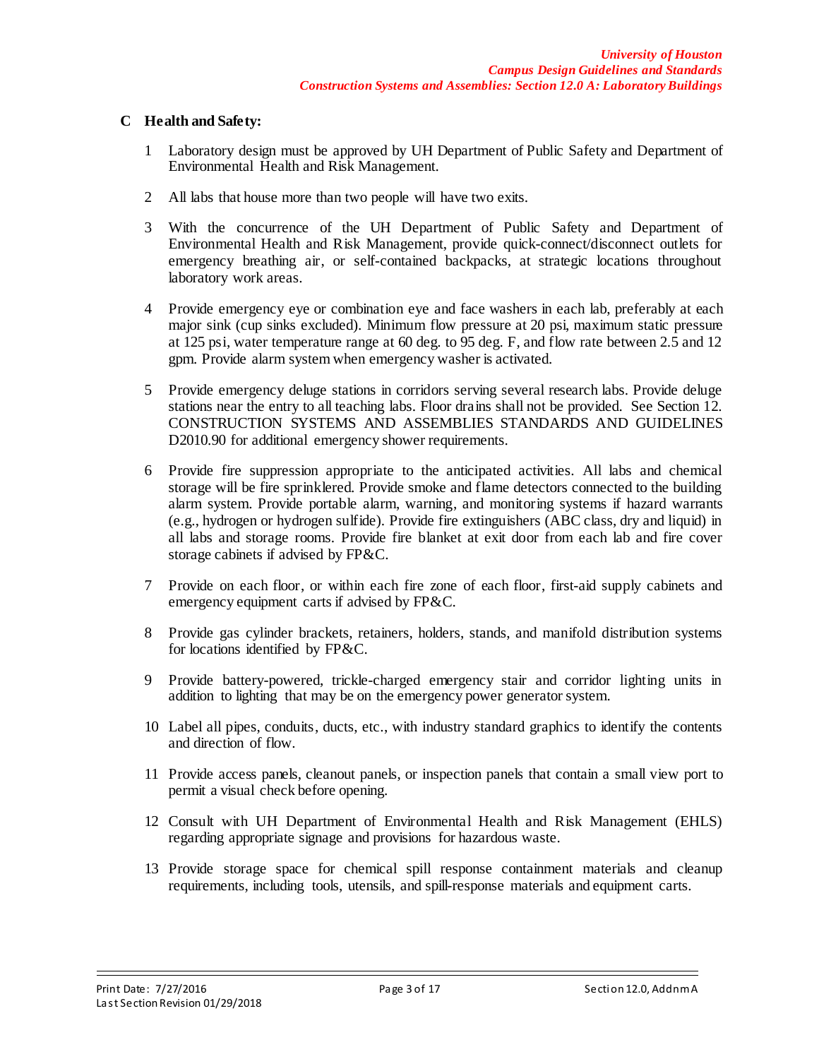## C Health and Safety:

1. Laboratory design must be approved by UH Department of Public Safety and Department of Environmental Health and Risk Management.

2. All labs that house more than two people will have two exits.

3. With the concurrence of the UH Department of Public Safety and Department of Environmental Health and Risk Management, provide quick-connect/disconnect outlets for emergency breathing air, or self-contained backpacks, at strategic locations throughout laboratory work areas.

4. Provide emergency eye or combination eye and face washers in each lab, preferably at each major sink (cup sinks excluded). Minimum flow pressure at 20 psi, maximum static pressure at 125 psi, water temperature range at 60 deg. to 95 deg. F, and flow rate between 2.5 and 12 gpm. Provide alarm system when emergency washer is activated.

5. Provide emergency deluge stations in corridors serving several research labs. Provide deluge stations near the entry to all teaching labs. Floor drains shall not be provided. See Section 12. CONSTRUCTION SYSTEMS AND ASSEMBLIES STANDARDS AND GUIDELINES D2010.90 for additional emergency shower requirements.

6. Provide fire suppression appropriate to the anticipated activities. All labs and chemical storage will be fire sprinklered. Provide smoke and flame detectors connected to the building alarm system. Provide portable alarm, warning, and monitoring systems if hazard warrants (e.g., hydrogen or hydrogen sulfide). Provide fire extinguishers (ABC class, dry and liquid) in all labs and storage rooms. Provide fire blanket at exit door from each lab and fire cover storage cabinets if advised by FP&C.

7. Provide on each floor, or within each fire zone of each floor, first-aid supply cabinets and emergency equipment carts if advised by FP&C.

8. Provide gas cylinder brackets, retainers, holders, stands, and manifold distribution systems for locations identified by FP&C.

9. Provide battery-powered, trickle-charged emergency stair and corridor lighting units in addition to lighting that may be on the emergency power generator system.

10. Label all pipes, conduits, ducts, etc., with industry standard graphics to identify the contents and direction of flow.

11. Provide access panels, cleanout panels, or inspection panels that contain a small view port to permit a visual check before opening.

12. Consult with UH Department of Environmental Health and Risk Management (EHLS) regarding appropriate signage and provisions for hazardous waste.

13. Provide storage space for chemical spill response containment materials and cleanup requirements, including tools, utensils, and spill-response materials and equipment carts.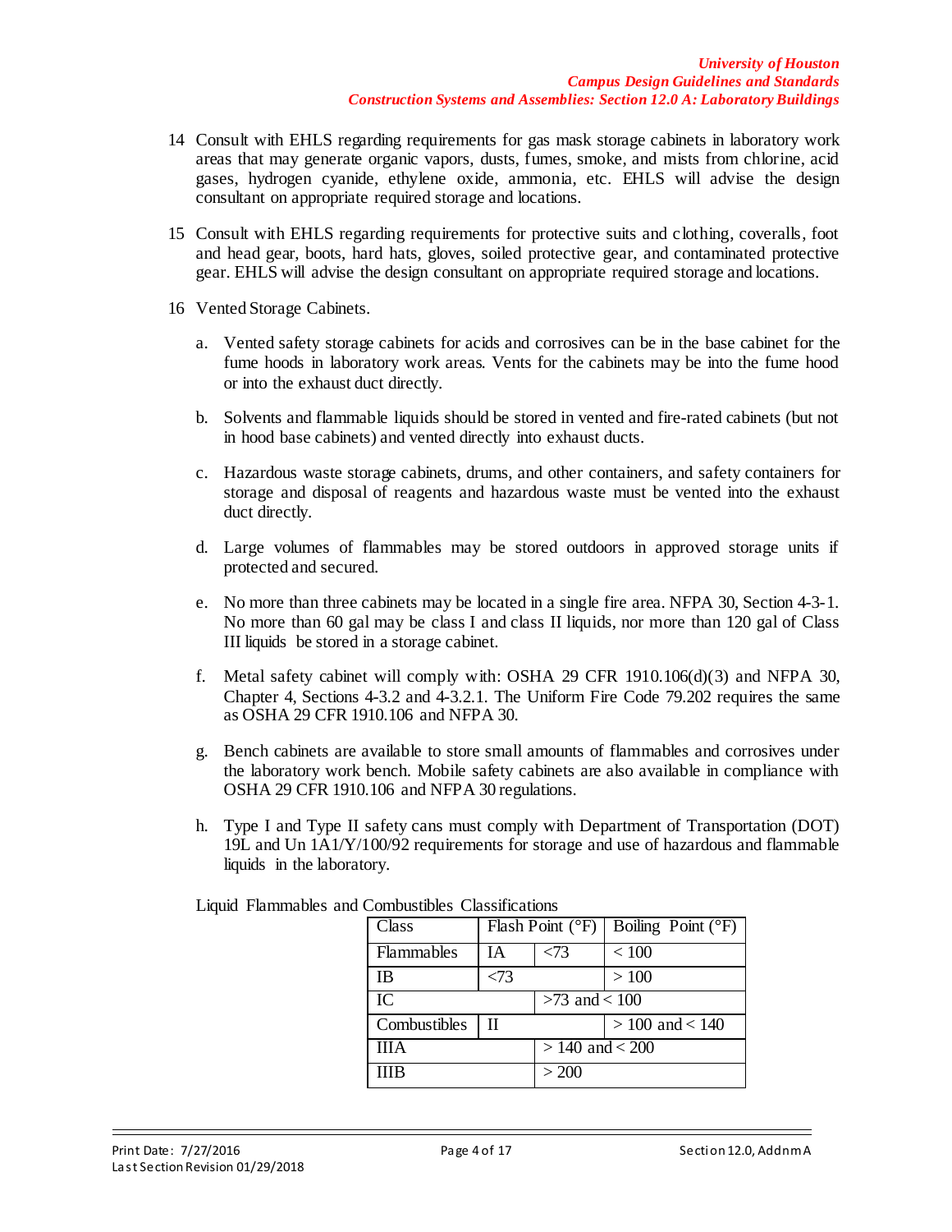14 Consult with EHLS regarding requirements for gas mask storage cabinets in laboratory work areas that may generate organic vapors, dusts, fumes, smoke, and mists from chlorine, acid gases, hydrogen cyanide, ethylene oxide, ammonia, etc. EHLS will advise the design consultant on appropriate required storage and locations.

15 Consult with EHLS regarding requirements for protective suits and clothing, coveralls, foot and head gear, boots, hard hats, gloves, soiled protective gear, and contaminated protective gear. EHLS will advise the design consultant on appropriate required storage and locations.

16 Vented Storage Cabinets.

a. Vented safety storage cabinets for acids and corrosives can be in the base cabinet for the fume hoods in laboratory work areas. Vents for the cabinets may be into the fume hood or into the exhaust duct directly.

b. Solvents and flammable liquids should be stored in vented and fire-rated cabinets (but not in hood base cabinets) and vented directly into exhaust ducts.

c. Hazardous waste storage cabinets, drums, and other containers, and safety containers for storage and disposal of reagents and hazardous waste must be vented into the exhaust duct directly.

d. Large volumes of flammables may be stored outdoors in approved storage units if protected and secured.

e. No more than three cabinets may be located in a single fire area. NFPA 30, Section 4-3-1. No more than 60 gal may be class I and class II liquids, nor more than 120 gal of Class III liquids be stored in a storage cabinet.

f. Metal safety cabinet will comply with: OSHA 29 CFR 1910.106(d)(3) and NFPA 30, Chapter 4, Sections 4-3.2 and 4-3.2.1. The Uniform Fire Code 79.202 requires the same as OSHA 29 CFR 1910.106 and NFPA 30.

g. Bench cabinets are available to store small amounts of flammables and corrosives under the laboratory work bench. Mobile safety cabinets are also available in compliance with OSHA 29 CFR 1910.106 and NFPA 30 regulations.

h. Type I and Type II safety cans must comply with Department of Transportation (DOT) 19L and Un 1A1/Y/100/92 requirements for storage and use of hazardous and flammable liquids in the laboratory.

Liquid Flammables and Combustibles Classifications

| Class | Flash Point (°F) | | Boiling Point (°F) |
|---|---|---|---|
| Flammables | IA | <73 | < 100 |
| IB | <73 | | > 100 |
| IC | | >73 and < 100 | |
| Combustibles | II | | > 100 and < 140 |
| IIIA | | > 140 and < 200 | |
| IIIB | | > 200 | |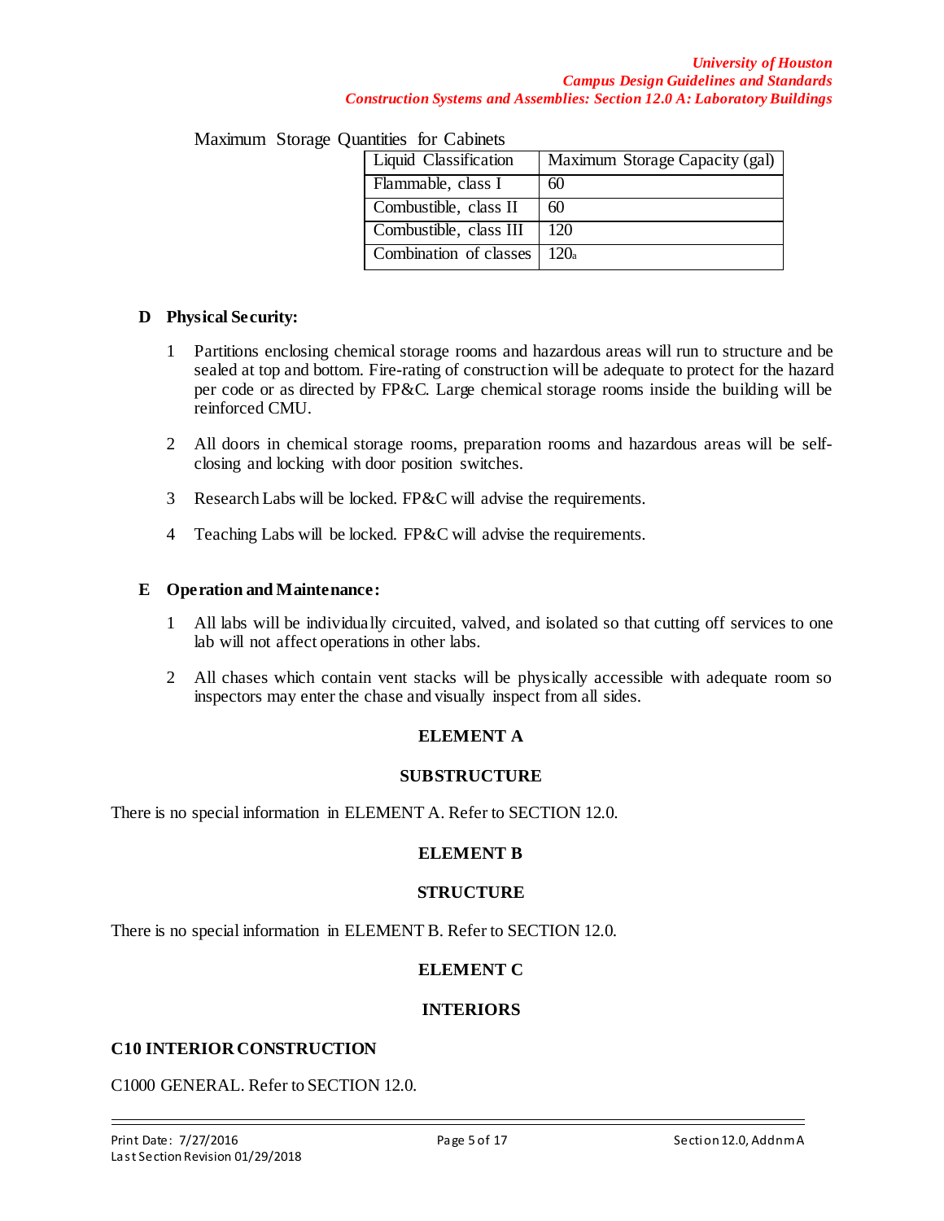Maximum Storage Quantities for Cabinets

| Liquid Classification | Maximum Storage Capacity (gal) |
|---|---|
| Flammable, class I | 60 |
| Combustible, class II | 60 |
| Combustible, class III | 120 |
| Combination of classes | 120[a] |

**D Physical Security:**

1. Partitions enclosing chemical storage rooms and hazardous areas will run to structure and be sealed at top and bottom. Fire-rating of construction will be adequate to protect for the hazard per code or as directed by FP&C. Large chemical storage rooms inside the building will be reinforced CMU.

2. All doors in chemical storage rooms, preparation rooms and hazardous areas will be self-closing and locking with door position switches.

3. Research Labs will be locked. FP&C will advise the requirements.

4. Teaching Labs will be locked. FP&C will advise the requirements.

**E Operation and Maintenance:**

1. All labs will be individually circuited, valved, and isolated so that cutting off services to one lab will not affect operations in other labs.

2. All chases which contain vent stacks will be physically accessible with adequate room so inspectors may enter the chase and visually inspect from all sides.

## ELEMENT A

## SUBSTRUCTURE

There is no special information in ELEMENT A. Refer to SECTION 12.0.

## ELEMENT B

## STRUCTURE

There is no special information in ELEMENT B. Refer to SECTION 12.0.

## ELEMENT C

## INTERIORS

### C10 INTERIOR CONSTRUCTION

C1000 GENERAL. Refer to SECTION 12.0.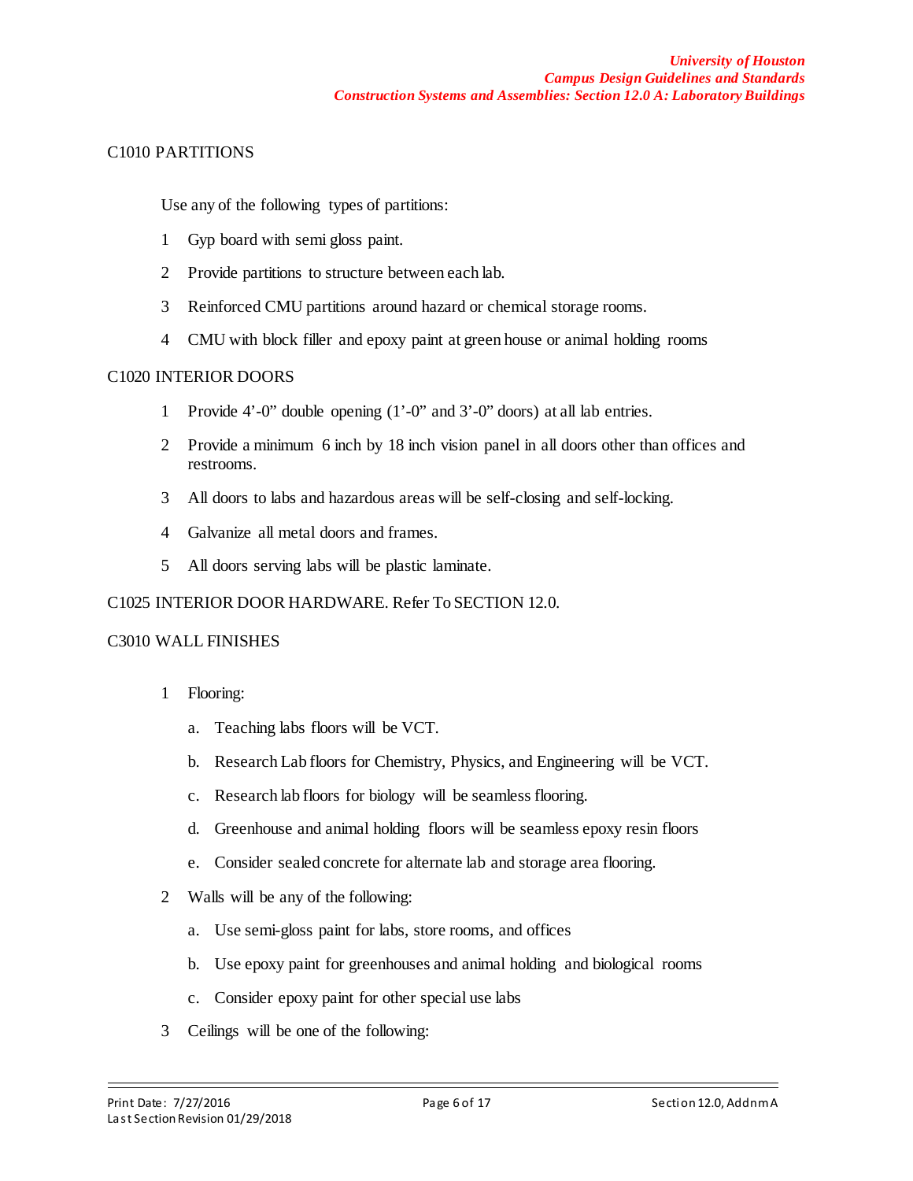## C1010 PARTITIONS

Use any of the following types of partitions:

1. Gyp board with semi gloss paint.
2. Provide partitions to structure between each lab.
3. Reinforced CMU partitions around hazard or chemical storage rooms.
4. CMU with block filler and epoxy paint at green house or animal holding rooms

## C1020 INTERIOR DOORS

1. Provide 4'-0" double opening (1'-0" and 3'-0" doors) at all lab entries.
2. Provide a minimum 6 inch by 18 inch vision panel in all doors other than offices and restrooms.
3. All doors to labs and hazardous areas will be self-closing and self-locking.
4. Galvanize all metal doors and frames.
5. All doors serving labs will be plastic laminate.

## C1025 INTERIOR DOOR HARDWARE. Refer To SECTION 12.0.

## C3010 WALL FINISHES

1. Flooring:
   a. Teaching labs floors will be VCT.
   b. Research Lab floors for Chemistry, Physics, and Engineering will be VCT.
   c. Research lab floors for biology will be seamless flooring.
   d. Greenhouse and animal holding floors will be seamless epoxy resin floors
   e. Consider sealed concrete for alternate lab and storage area flooring.
2. Walls will be any of the following:
   a. Use semi-gloss paint for labs, store rooms, and offices
   b. Use epoxy paint for greenhouses and animal holding and biological rooms
   c. Consider epoxy paint for other special use labs
3. Ceilings will be one of the following: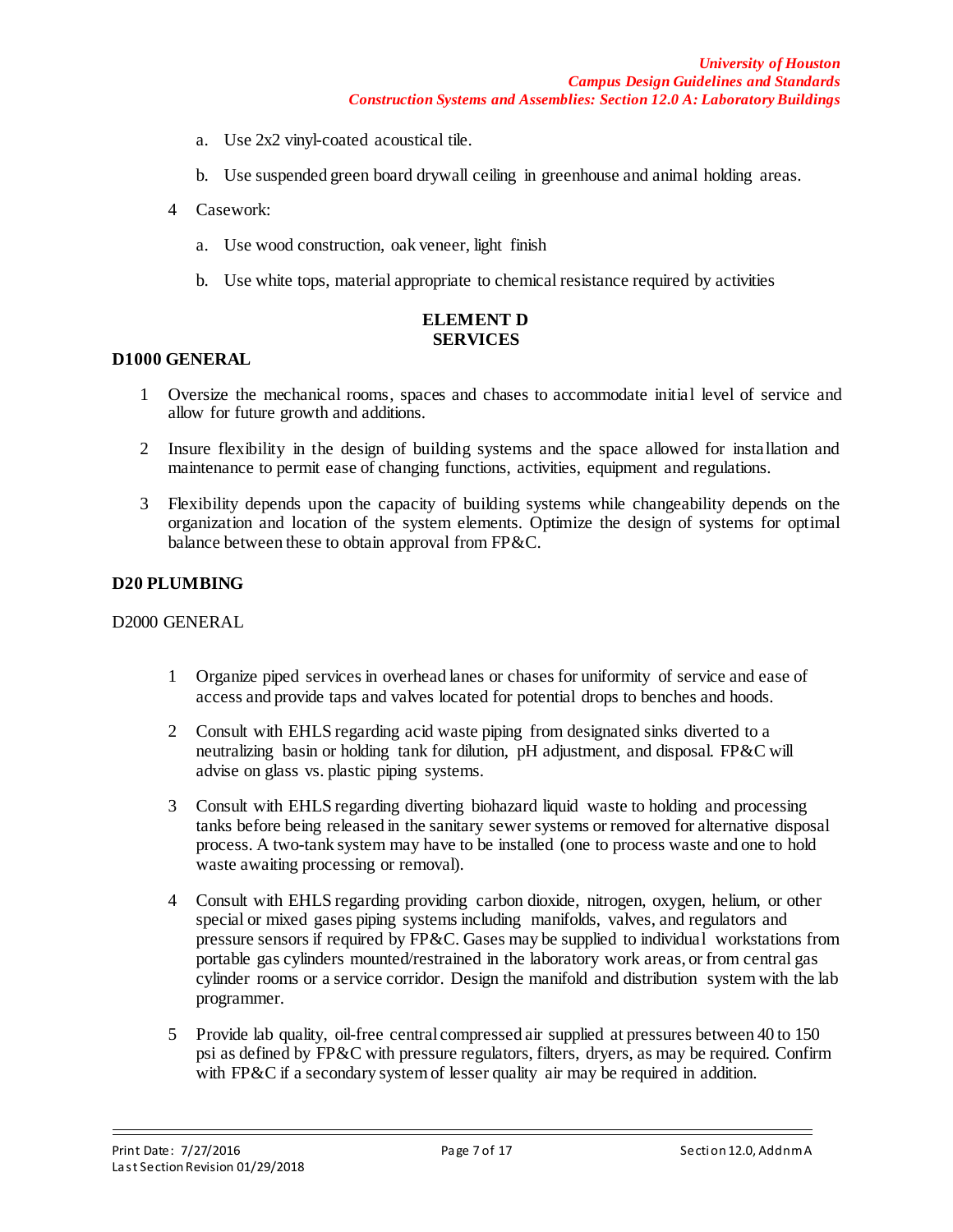a. Use 2x2 vinyl-coated acoustical tile.

b. Use suspended green board drywall ceiling in greenhouse and animal holding areas.

4 Casework:

a. Use wood construction, oak veneer, light finish

b. Use white tops, material appropriate to chemical resistance required by activities

## ELEMENT D
## SERVICES

### D1000 GENERAL

1 Oversize the mechanical rooms, spaces and chases to accommodate initial level of service and allow for future growth and additions.

2 Insure flexibility in the design of building systems and the space allowed for installation and maintenance to permit ease of changing functions, activities, equipment and regulations.

3 Flexibility depends upon the capacity of building systems while changeability depends on the organization and location of the system elements. Optimize the design of systems for optimal balance between these to obtain approval from FP&C.

### D20 PLUMBING

D2000 GENERAL

1 Organize piped services in overhead lanes or chases for uniformity of service and ease of access and provide taps and valves located for potential drops to benches and hoods.

2 Consult with EHLS regarding acid waste piping from designated sinks diverted to a neutralizing basin or holding tank for dilution, pH adjustment, and disposal. FP&C will advise on glass vs. plastic piping systems.

3 Consult with EHLS regarding diverting biohazard liquid waste to holding and processing tanks before being released in the sanitary sewer systems or removed for alternative disposal process. A two-tank system may have to be installed (one to process waste and one to hold waste awaiting processing or removal).

4 Consult with EHLS regarding providing carbon dioxide, nitrogen, oxygen, helium, or other special or mixed gases piping systems including manifolds, valves, and regulators and pressure sensors if required by FP&C. Gases may be supplied to individual workstations from portable gas cylinders mounted/restrained in the laboratory work areas, or from central gas cylinder rooms or a service corridor. Design the manifold and distribution system with the lab programmer.

5 Provide lab quality, oil-free central compressed air supplied at pressures between 40 to 150 psi as defined by FP&C with pressure regulators, filters, dryers, as may be required. Confirm with FP&C if a secondary system of lesser quality air may be required in addition.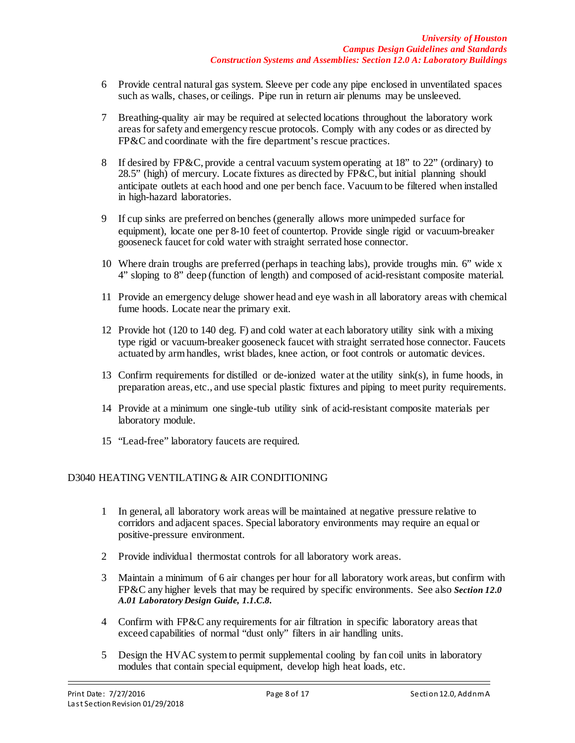6 Provide central natural gas system. Sleeve per code any pipe enclosed in unventilated spaces such as walls, chases, or ceilings. Pipe run in return air plenums may be unsleeved.

7 Breathing-quality air may be required at selected locations throughout the laboratory work areas for safety and emergency rescue protocols. Comply with any codes or as directed by FP&C and coordinate with the fire department's rescue practices.

8 If desired by FP&C, provide a central vacuum system operating at 18" to 22" (ordinary) to 28.5" (high) of mercury. Locate fixtures as directed by FP&C, but initial planning should anticipate outlets at each hood and one per bench face. Vacuum to be filtered when installed in high-hazard laboratories.

9 If cup sinks are preferred on benches (generally allows more unimpeded surface for equipment), locate one per 8-10 feet of countertop. Provide single rigid or vacuum-breaker gooseneck faucet for cold water with straight serrated hose connector.

10 Where drain troughs are preferred (perhaps in teaching labs), provide troughs min. 6" wide x 4" sloping to 8" deep (function of length) and composed of acid-resistant composite material.

11 Provide an emergency deluge shower head and eye wash in all laboratory areas with chemical fume hoods. Locate near the primary exit.

12 Provide hot (120 to 140 deg. F) and cold water at each laboratory utility sink with a mixing type rigid or vacuum-breaker gooseneck faucet with straight serrated hose connector. Faucets actuated by arm handles, wrist blades, knee action, or foot controls or automatic devices.

13 Confirm requirements for distilled or de-ionized water at the utility sink(s), in fume hoods, in preparation areas, etc., and use special plastic fixtures and piping to meet purity requirements.

14 Provide at a minimum one single-tub utility sink of acid-resistant composite materials per laboratory module.

15 "Lead-free" laboratory faucets are required.

## D3040 HEATING VENTILATING & AIR CONDITIONING

1 In general, all laboratory work areas will be maintained at negative pressure relative to corridors and adjacent spaces. Special laboratory environments may require an equal or positive-pressure environment.

2 Provide individual thermostat controls for all laboratory work areas.

3 Maintain a minimum of 6 air changes per hour for all laboratory work areas, but confirm with FP&C any higher levels that may be required by specific environments. See also ***Section 12.0 A.01 Laboratory Design Guide, 1.1.C.8.***

4 Confirm with FP&C any requirements for air filtration in specific laboratory areas that exceed capabilities of normal "dust only" filters in air handling units.

5 Design the HVAC system to permit supplemental cooling by fan coil units in laboratory modules that contain special equipment, develop high heat loads, etc.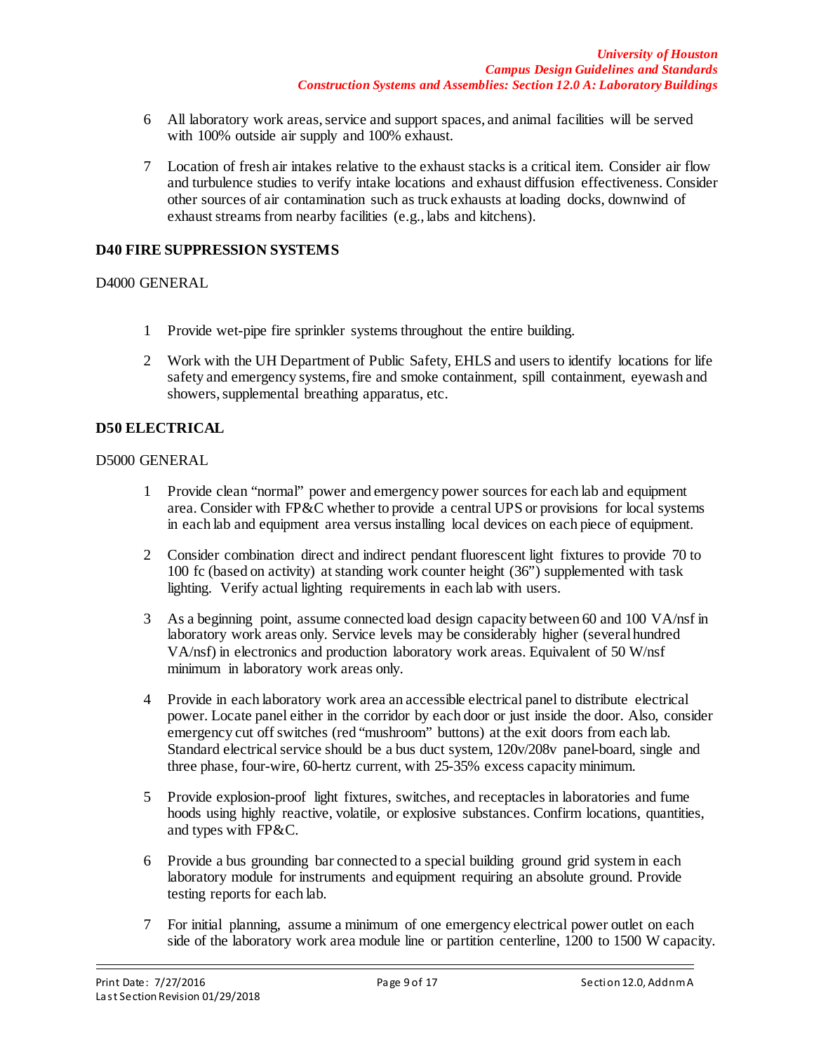6 All laboratory work areas, service and support spaces, and animal facilities will be served with 100% outside air supply and 100% exhaust.

7 Location of fresh air intakes relative to the exhaust stacks is a critical item. Consider air flow and turbulence studies to verify intake locations and exhaust diffusion effectiveness. Consider other sources of air contamination such as truck exhausts at loading docks, downwind of exhaust streams from nearby facilities (e.g., labs and kitchens).

## D40 FIRE SUPPRESSION SYSTEMS

D4000 GENERAL

1 Provide wet-pipe fire sprinkler systems throughout the entire building.

2 Work with the UH Department of Public Safety, EHLS and users to identify locations for life safety and emergency systems, fire and smoke containment, spill containment, eyewash and showers, supplemental breathing apparatus, etc.

## D50 ELECTRICAL

D5000 GENERAL

1 Provide clean "normal" power and emergency power sources for each lab and equipment area. Consider with FP&C whether to provide a central UPS or provisions for local systems in each lab and equipment area versus installing local devices on each piece of equipment.

2 Consider combination direct and indirect pendant fluorescent light fixtures to provide 70 to 100 fc (based on activity) at standing work counter height (36") supplemented with task lighting. Verify actual lighting requirements in each lab with users.

3 As a beginning point, assume connected load design capacity between 60 and 100 VA/nsf in laboratory work areas only. Service levels may be considerably higher (several hundred VA/nsf) in electronics and production laboratory work areas. Equivalent of 50 W/nsf minimum in laboratory work areas only.

4 Provide in each laboratory work area an accessible electrical panel to distribute electrical power. Locate panel either in the corridor by each door or just inside the door. Also, consider emergency cut off switches (red "mushroom" buttons) at the exit doors from each lab. Standard electrical service should be a bus duct system, 120v/208v panel-board, single and three phase, four-wire, 60-hertz current, with 25-35% excess capacity minimum.

5 Provide explosion-proof light fixtures, switches, and receptacles in laboratories and fume hoods using highly reactive, volatile, or explosive substances. Confirm locations, quantities, and types with FP&C.

6 Provide a bus grounding bar connected to a special building ground grid system in each laboratory module for instruments and equipment requiring an absolute ground. Provide testing reports for each lab.

7 For initial planning, assume a minimum of one emergency electrical power outlet on each side of the laboratory work area module line or partition centerline, 1200 to 1500 W capacity.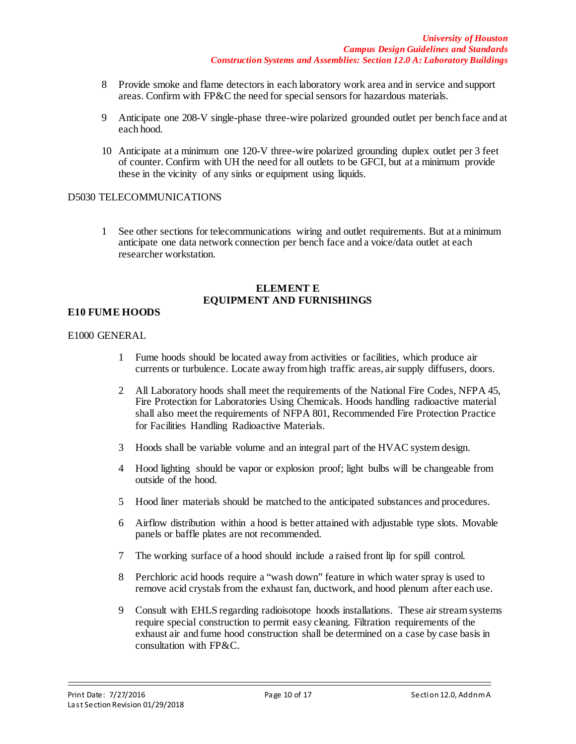8. Provide smoke and flame detectors in each laboratory work area and in service and support areas. Confirm with FP&C the need for special sensors for hazardous materials.

9. Anticipate one 208-V single-phase three-wire polarized grounded outlet per bench face and at each hood.

10. Anticipate at a minimum one 120-V three-wire polarized grounding duplex outlet per 3 feet of counter. Confirm with UH the need for all outlets to be GFCI, but at a minimum provide these in the vicinity of any sinks or equipment using liquids.

D5030 TELECOMMUNICATIONS

1. See other sections for telecommunications wiring and outlet requirements. But at a minimum anticipate one data network connection per bench face and a voice/data outlet at each researcher workstation.

## ELEMENT E
## EQUIPMENT AND FURNISHINGS

### E10 FUME HOODS

E1000 GENERAL

1. Fume hoods should be located away from activities or facilities, which produce air currents or turbulence. Locate away from high traffic areas, air supply diffusers, doors.

2. All Laboratory hoods shall meet the requirements of the National Fire Codes, NFPA 45, Fire Protection for Laboratories Using Chemicals. Hoods handling radioactive material shall also meet the requirements of NFPA 801, Recommended Fire Protection Practice for Facilities Handling Radioactive Materials.

3. Hoods shall be variable volume and an integral part of the HVAC system design.

4. Hood lighting should be vapor or explosion proof; light bulbs will be changeable from outside of the hood.

5. Hood liner materials should be matched to the anticipated substances and procedures.

6. Airflow distribution within a hood is better attained with adjustable type slots. Movable panels or baffle plates are not recommended.

7. The working surface of a hood should include a raised front lip for spill control.

8. Perchloric acid hoods require a “wash down” feature in which water spray is used to remove acid crystals from the exhaust fan, ductwork, and hood plenum after each use.

9. Consult with EHLS regarding radioisotope hoods installations. These air stream systems require special construction to permit easy cleaning. Filtration requirements of the exhaust air and fume hood construction shall be determined on a case by case basis in consultation with FP&C.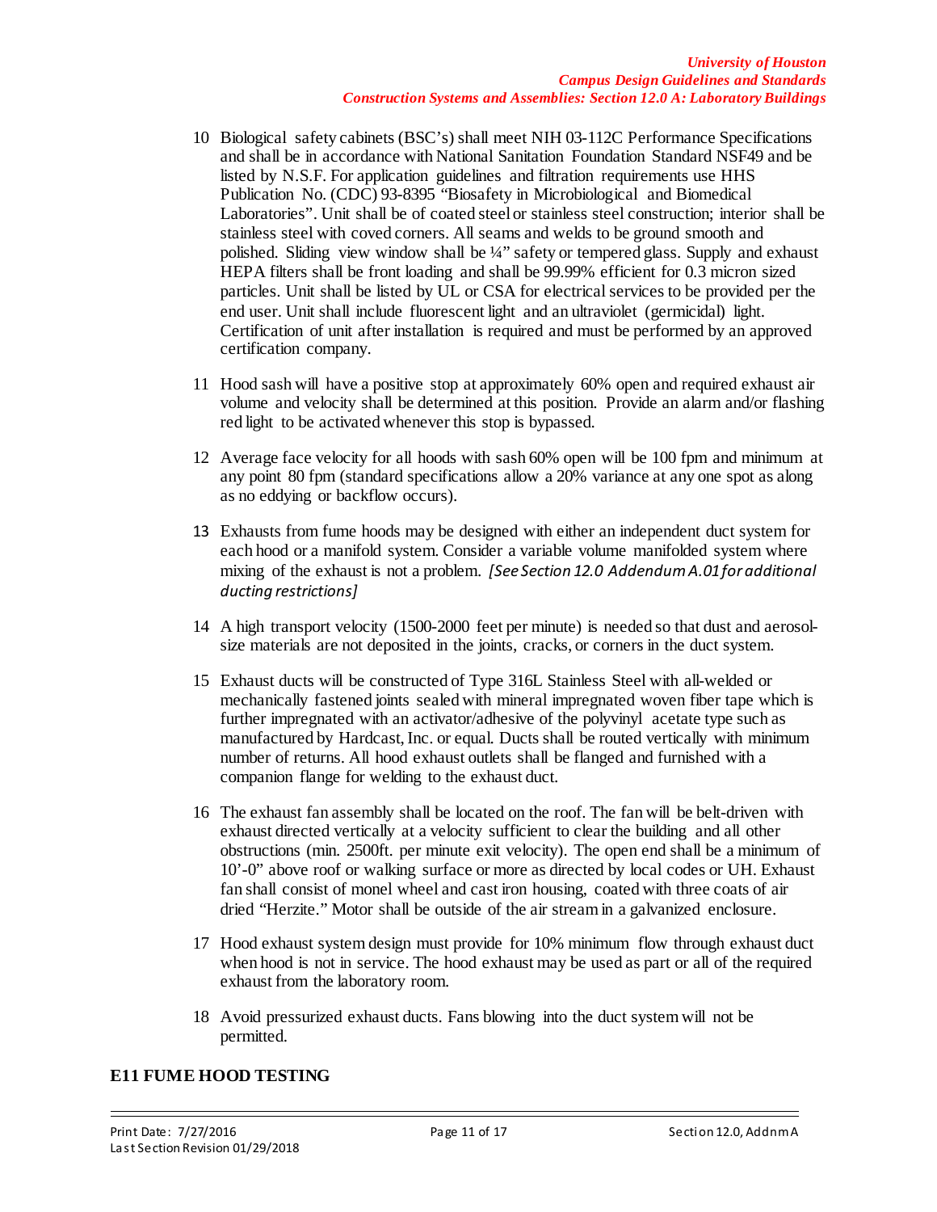10 Biological safety cabinets (BSC's) shall meet NIH 03-112C Performance Specifications and shall be in accordance with National Sanitation Foundation Standard NSF49 and be listed by N.S.F. For application guidelines and filtration requirements use HHS Publication No. (CDC) 93-8395 "Biosafety in Microbiological and Biomedical Laboratories". Unit shall be of coated steel or stainless steel construction; interior shall be stainless steel with coved corners. All seams and welds to be ground smooth and polished. Sliding view window shall be ¼" safety or tempered glass. Supply and exhaust HEPA filters shall be front loading and shall be 99.99% efficient for 0.3 micron sized particles. Unit shall be listed by UL or CSA for electrical services to be provided per the end user. Unit shall include fluorescent light and an ultraviolet (germicidal) light. Certification of unit after installation is required and must be performed by an approved certification company.

11 Hood sash will have a positive stop at approximately 60% open and required exhaust air volume and velocity shall be determined at this position. Provide an alarm and/or flashing red light to be activated whenever this stop is bypassed.

12 Average face velocity for all hoods with sash 60% open will be 100 fpm and minimum at any point 80 fpm (standard specifications allow a 20% variance at any one spot as along as no eddying or backflow occurs).

13 Exhausts from fume hoods may be designed with either an independent duct system for each hood or a manifold system. Consider a variable volume manifolded system where mixing of the exhaust is not a problem. *[See Section 12.0 Addendum A.01 for additional ducting restrictions]*

14 A high transport velocity (1500-2000 feet per minute) is needed so that dust and aerosol-size materials are not deposited in the joints, cracks, or corners in the duct system.

15 Exhaust ducts will be constructed of Type 316L Stainless Steel with all-welded or mechanically fastened joints sealed with mineral impregnated woven fiber tape which is further impregnated with an activator/adhesive of the polyvinyl acetate type such as manufactured by Hardcast, Inc. or equal. Ducts shall be routed vertically with minimum number of returns. All hood exhaust outlets shall be flanged and furnished with a companion flange for welding to the exhaust duct.

16 The exhaust fan assembly shall be located on the roof. The fan will be belt-driven with exhaust directed vertically at a velocity sufficient to clear the building and all other obstructions (min. 2500ft. per minute exit velocity). The open end shall be a minimum of 10'-0" above roof or walking surface or more as directed by local codes or UH. Exhaust fan shall consist of monel wheel and cast iron housing, coated with three coats of air dried "Herzite." Motor shall be outside of the air stream in a galvanized enclosure.

17 Hood exhaust system design must provide for 10% minimum flow through exhaust duct when hood is not in service. The hood exhaust may be used as part or all of the required exhaust from the laboratory room.

18 Avoid pressurized exhaust ducts. Fans blowing into the duct system will not be permitted.

## E11 FUME HOOD TESTING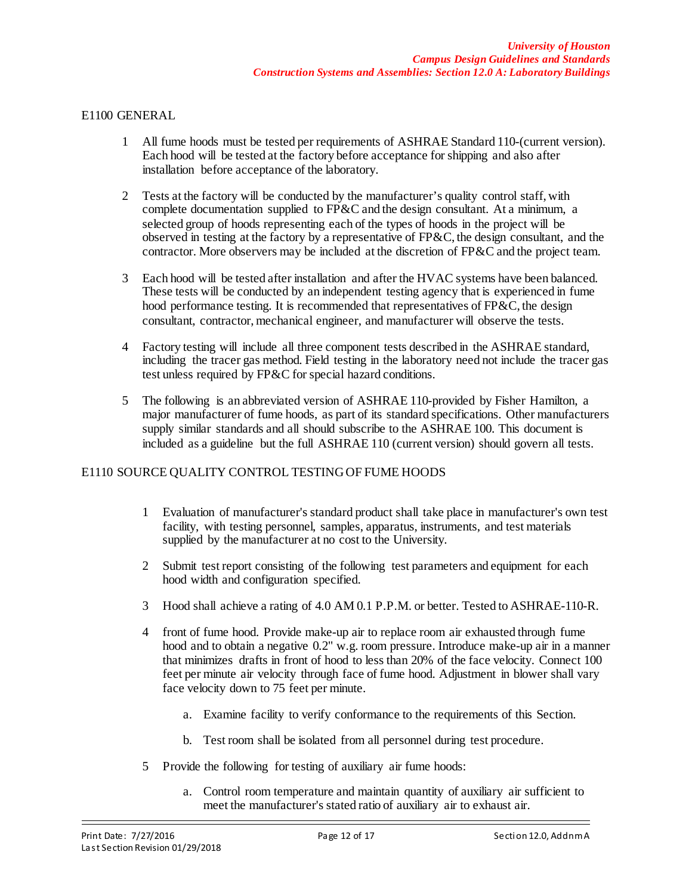## E1100 GENERAL

1. All fume hoods must be tested per requirements of ASHRAE Standard 110-(current version). Each hood will be tested at the factory before acceptance for shipping and also after installation before acceptance of the laboratory.

2. Tests at the factory will be conducted by the manufacturer's quality control staff, with complete documentation supplied to FP&C and the design consultant. At a minimum, a selected group of hoods representing each of the types of hoods in the project will be observed in testing at the factory by a representative of FP&C, the design consultant, and the contractor. More observers may be included at the discretion of FP&C and the project team.

3. Each hood will be tested after installation and after the HVAC systems have been balanced. These tests will be conducted by an independent testing agency that is experienced in fume hood performance testing. It is recommended that representatives of FP&C, the design consultant, contractor, mechanical engineer, and manufacturer will observe the tests.

4. Factory testing will include all three component tests described in the ASHRAE standard, including the tracer gas method. Field testing in the laboratory need not include the tracer gas test unless required by FP&C for special hazard conditions.

5. The following is an abbreviated version of ASHRAE 110-provided by Fisher Hamilton, a major manufacturer of fume hoods, as part of its standard specifications. Other manufacturers supply similar standards and all should subscribe to the ASHRAE 100. This document is included as a guideline but the full ASHRAE 110 (current version) should govern all tests.

## E1110 SOURCE QUALITY CONTROL TESTING OF FUME HOODS

1. Evaluation of manufacturer's standard product shall take place in manufacturer's own test facility, with testing personnel, samples, apparatus, instruments, and test materials supplied by the manufacturer at no cost to the University.

2. Submit test report consisting of the following test parameters and equipment for each hood width and configuration specified.

3. Hood shall achieve a rating of 4.0 AM 0.1 P.P.M. or better. Tested to ASHRAE-110-R.

4. front of fume hood. Provide make-up air to replace room air exhausted through fume hood and to obtain a negative 0.2" w.g. room pressure. Introduce make-up air in a manner that minimizes drafts in front of hood to less than 20% of the face velocity. Connect 100 feet per minute air velocity through face of fume hood. Adjustment in blower shall vary face velocity down to 75 feet per minute.

   a. Examine facility to verify conformance to the requirements of this Section.

   b. Test room shall be isolated from all personnel during test procedure.

5. Provide the following for testing of auxiliary air fume hoods:

   a. Control room temperature and maintain quantity of auxiliary air sufficient to meet the manufacturer's stated ratio of auxiliary air to exhaust air.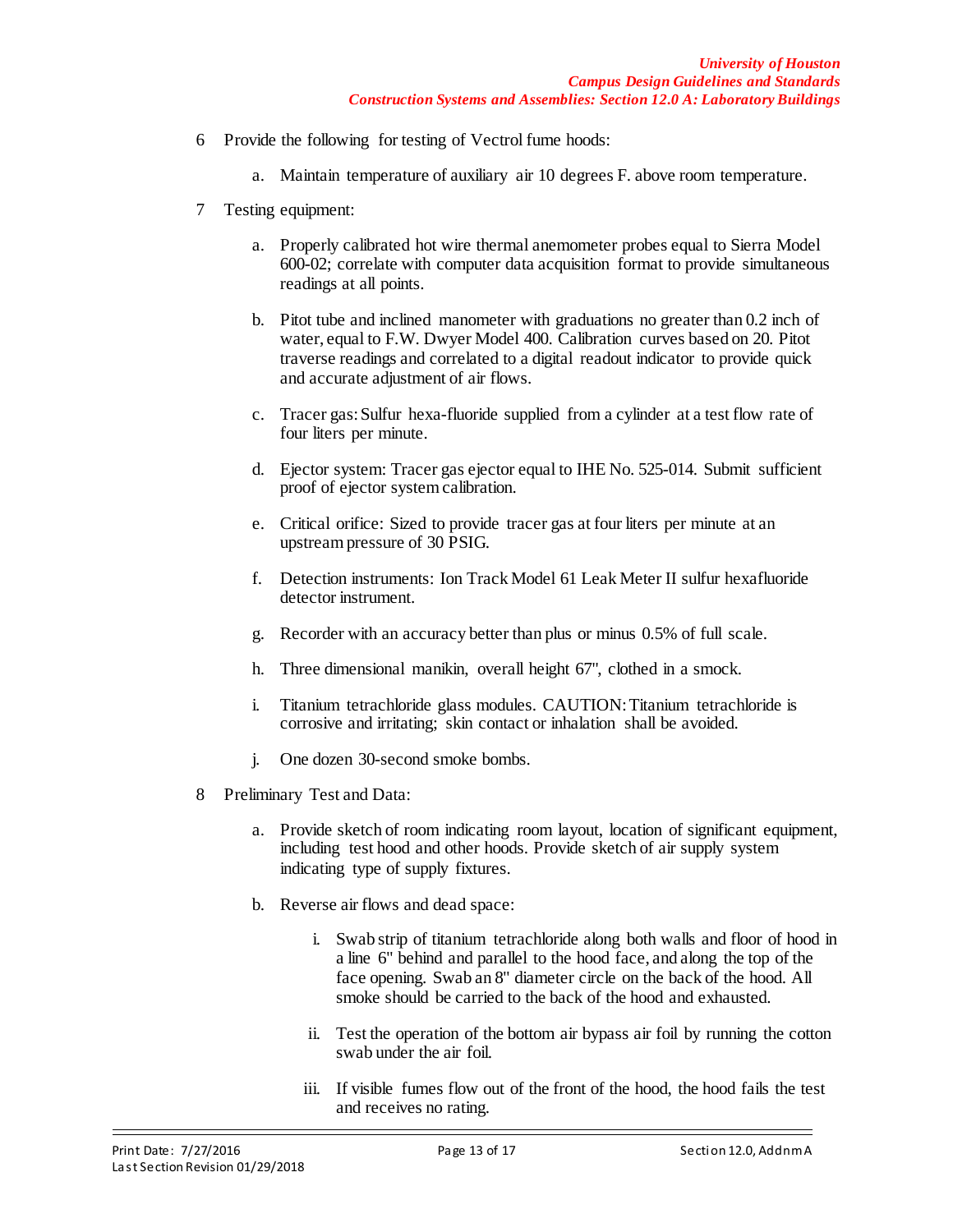6 Provide the following for testing of Vectrol fume hoods:

   a. Maintain temperature of auxiliary air 10 degrees F. above room temperature.

7 Testing equipment:

   a. Properly calibrated hot wire thermal anemometer probes equal to Sierra Model 600-02; correlate with computer data acquisition format to provide simultaneous readings at all points.

   b. Pitot tube and inclined manometer with graduations no greater than 0.2 inch of water, equal to F.W. Dwyer Model 400. Calibration curves based on 20. Pitot traverse readings and correlated to a digital readout indicator to provide quick and accurate adjustment of air flows.

   c. Tracer gas: Sulfur hexa-fluoride supplied from a cylinder at a test flow rate of four liters per minute.

   d. Ejector system: Tracer gas ejector equal to IHE No. 525-014. Submit sufficient proof of ejector system calibration.

   e. Critical orifice: Sized to provide tracer gas at four liters per minute at an upstream pressure of 30 PSIG.

   f. Detection instruments: Ion Track Model 61 Leak Meter II sulfur hexafluoride detector instrument.

   g. Recorder with an accuracy better than plus or minus 0.5% of full scale.

   h. Three dimensional manikin, overall height 67", clothed in a smock.

   i. Titanium tetrachloride glass modules. CAUTION: Titanium tetrachloride is corrosive and irritating; skin contact or inhalation shall be avoided.

   j. One dozen 30-second smoke bombs.

8 Preliminary Test and Data:

   a. Provide sketch of room indicating room layout, location of significant equipment, including test hood and other hoods. Provide sketch of air supply system indicating type of supply fixtures.

   b. Reverse air flows and dead space:

      i. Swab strip of titanium tetrachloride along both walls and floor of hood in a line 6" behind and parallel to the hood face, and along the top of the face opening. Swab an 8" diameter circle on the back of the hood. All smoke should be carried to the back of the hood and exhausted.

      ii. Test the operation of the bottom air bypass air foil by running the cotton swab under the air foil.

      iii. If visible fumes flow out of the front of the hood, the hood fails the test and receives no rating.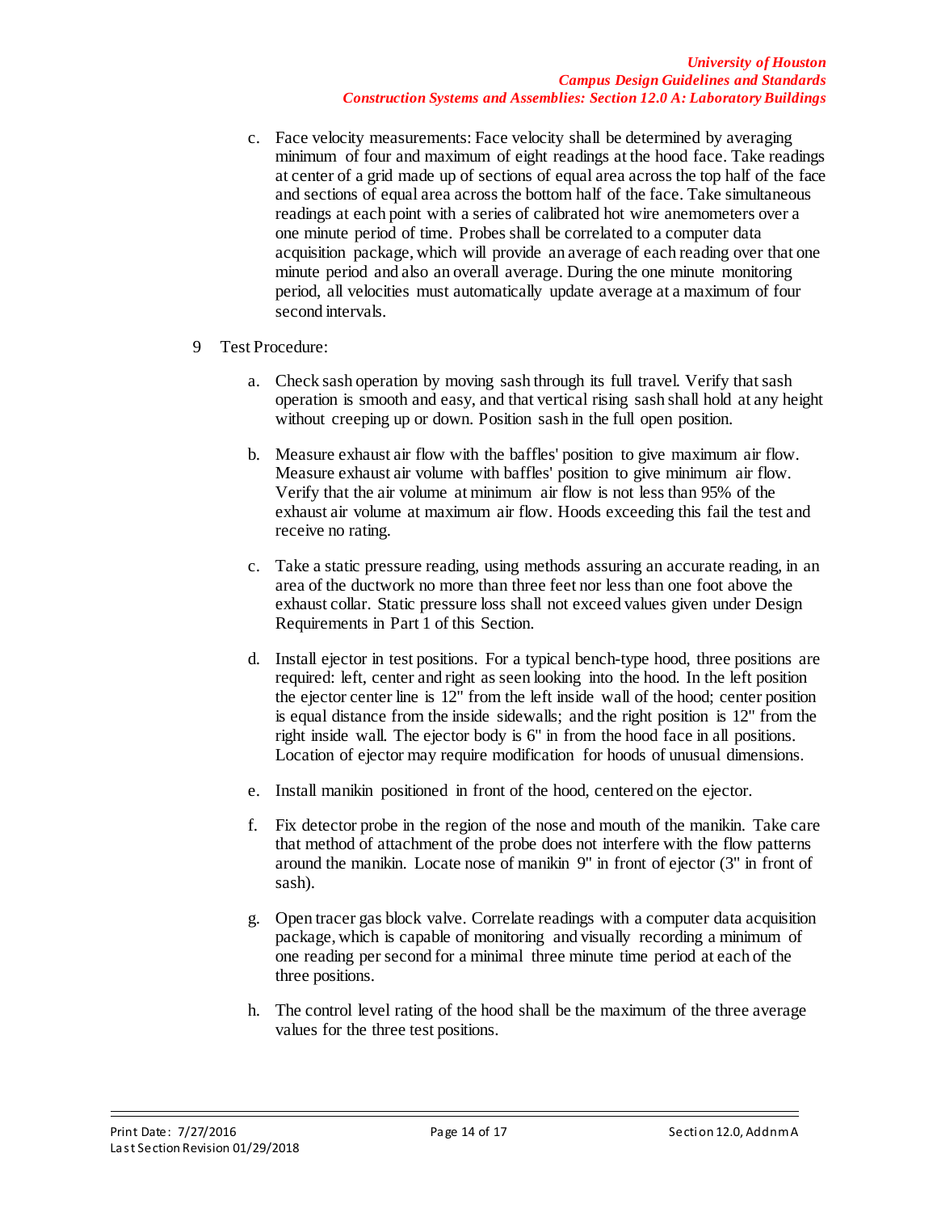c. Face velocity measurements: Face velocity shall be determined by averaging minimum of four and maximum of eight readings at the hood face. Take readings at center of a grid made up of sections of equal area across the top half of the face and sections of equal area across the bottom half of the face. Take simultaneous readings at each point with a series of calibrated hot wire anemometers over a one minute period of time. Probes shall be correlated to a computer data acquisition package, which will provide an average of each reading over that one minute period and also an overall average. During the one minute monitoring period, all velocities must automatically update average at a maximum of four second intervals.

9 Test Procedure:

a. Check sash operation by moving sash through its full travel. Verify that sash operation is smooth and easy, and that vertical rising sash shall hold at any height without creeping up or down. Position sash in the full open position.

b. Measure exhaust air flow with the baffles' position to give maximum air flow. Measure exhaust air volume with baffles' position to give minimum air flow. Verify that the air volume at minimum air flow is not less than 95% of the exhaust air volume at maximum air flow. Hoods exceeding this fail the test and receive no rating.

c. Take a static pressure reading, using methods assuring an accurate reading, in an area of the ductwork no more than three feet nor less than one foot above the exhaust collar. Static pressure loss shall not exceed values given under Design Requirements in Part 1 of this Section.

d. Install ejector in test positions. For a typical bench-type hood, three positions are required: left, center and right as seen looking into the hood. In the left position the ejector center line is 12" from the left inside wall of the hood; center position is equal distance from the inside sidewalls; and the right position is 12" from the right inside wall. The ejector body is 6" in from the hood face in all positions. Location of ejector may require modification for hoods of unusual dimensions.

e. Install manikin positioned in front of the hood, centered on the ejector.

f. Fix detector probe in the region of the nose and mouth of the manikin. Take care that method of attachment of the probe does not interfere with the flow patterns around the manikin. Locate nose of manikin 9" in front of ejector (3" in front of sash).

g. Open tracer gas block valve. Correlate readings with a computer data acquisition package, which is capable of monitoring and visually recording a minimum of one reading per second for a minimal three minute time period at each of the three positions.

h. The control level rating of the hood shall be the maximum of the three average values for the three test positions.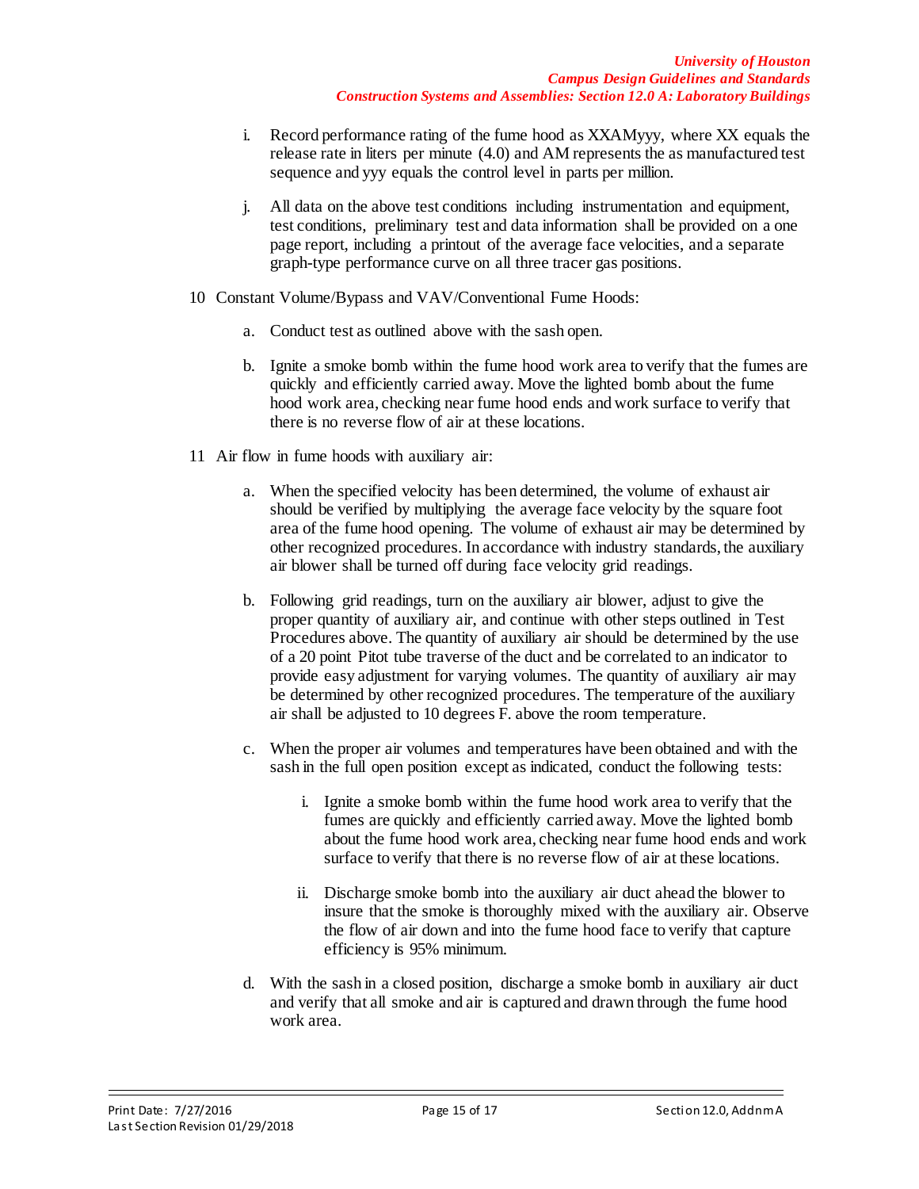i. Record performance rating of the fume hood as XXAMyyy, where XX equals the release rate in liters per minute (4.0) and AM represents the as manufactured test sequence and yyy equals the control level in parts per million.

j. All data on the above test conditions including instrumentation and equipment, test conditions, preliminary test and data information shall be provided on a one page report, including a printout of the average face velocities, and a separate graph-type performance curve on all three tracer gas positions.

10 Constant Volume/Bypass and VAV/Conventional Fume Hoods:

a. Conduct test as outlined above with the sash open.

b. Ignite a smoke bomb within the fume hood work area to verify that the fumes are quickly and efficiently carried away. Move the lighted bomb about the fume hood work area, checking near fume hood ends and work surface to verify that there is no reverse flow of air at these locations.

11 Air flow in fume hoods with auxiliary air:

a. When the specified velocity has been determined, the volume of exhaust air should be verified by multiplying the average face velocity by the square foot area of the fume hood opening. The volume of exhaust air may be determined by other recognized procedures. In accordance with industry standards, the auxiliary air blower shall be turned off during face velocity grid readings.

b. Following grid readings, turn on the auxiliary air blower, adjust to give the proper quantity of auxiliary air, and continue with other steps outlined in Test Procedures above. The quantity of auxiliary air should be determined by the use of a 20 point Pitot tube traverse of the duct and be correlated to an indicator to provide easy adjustment for varying volumes. The quantity of auxiliary air may be determined by other recognized procedures. The temperature of the auxiliary air shall be adjusted to 10 degrees F. above the room temperature.

c. When the proper air volumes and temperatures have been obtained and with the sash in the full open position except as indicated, conduct the following tests:

   i. Ignite a smoke bomb within the fume hood work area to verify that the fumes are quickly and efficiently carried away. Move the lighted bomb about the fume hood work area, checking near fume hood ends and work surface to verify that there is no reverse flow of air at these locations.

   ii. Discharge smoke bomb into the auxiliary air duct ahead the blower to insure that the smoke is thoroughly mixed with the auxiliary air. Observe the flow of air down and into the fume hood face to verify that capture efficiency is 95% minimum.

d. With the sash in a closed position, discharge a smoke bomb in auxiliary air duct and verify that all smoke and air is captured and drawn through the fume hood work area.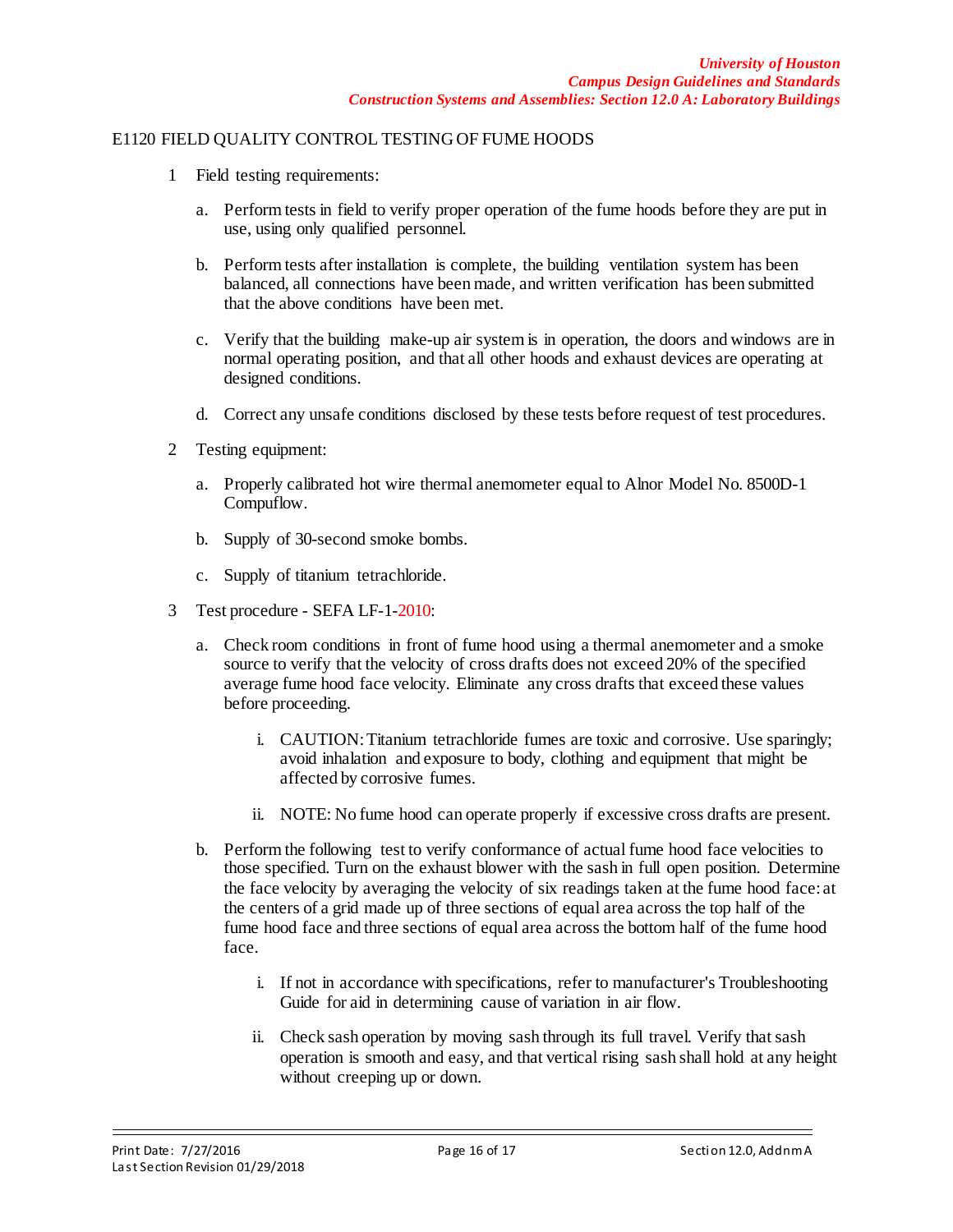## E1120 FIELD QUALITY CONTROL TESTING OF FUME HOODS

1. Field testing requirements:

   a. Perform tests in field to verify proper operation of the fume hoods before they are put in use, using only qualified personnel.

   b. Perform tests after installation is complete, the building ventilation system has been balanced, all connections have been made, and written verification has been submitted that the above conditions have been met.

   c. Verify that the building make-up air system is in operation, the doors and windows are in normal operating position, and that all other hoods and exhaust devices are operating at designed conditions.

   d. Correct any unsafe conditions disclosed by these tests before request of test procedures.

2. Testing equipment:

   a. Properly calibrated hot wire thermal anemometer equal to Alnor Model No. 8500D-1 Compuflow.

   b. Supply of 30-second smoke bombs.

   c. Supply of titanium tetrachloride.

3. Test procedure - SEFA LF-1-2010:

   a. Check room conditions in front of fume hood using a thermal anemometer and a smoke source to verify that the velocity of cross drafts does not exceed 20% of the specified average fume hood face velocity. Eliminate any cross drafts that exceed these values before proceeding.

      i. CAUTION: Titanium tetrachloride fumes are toxic and corrosive. Use sparingly; avoid inhalation and exposure to body, clothing and equipment that might be affected by corrosive fumes.

      ii. NOTE: No fume hood can operate properly if excessive cross drafts are present.

   b. Perform the following test to verify conformance of actual fume hood face velocities to those specified. Turn on the exhaust blower with the sash in full open position. Determine the face velocity by averaging the velocity of six readings taken at the fume hood face: at the centers of a grid made up of three sections of equal area across the top half of the fume hood face and three sections of equal area across the bottom half of the fume hood face.

      i. If not in accordance with specifications, refer to manufacturer's Troubleshooting Guide for aid in determining cause of variation in air flow.

      ii. Check sash operation by moving sash through its full travel. Verify that sash operation is smooth and easy, and that vertical rising sash shall hold at any height without creeping up or down.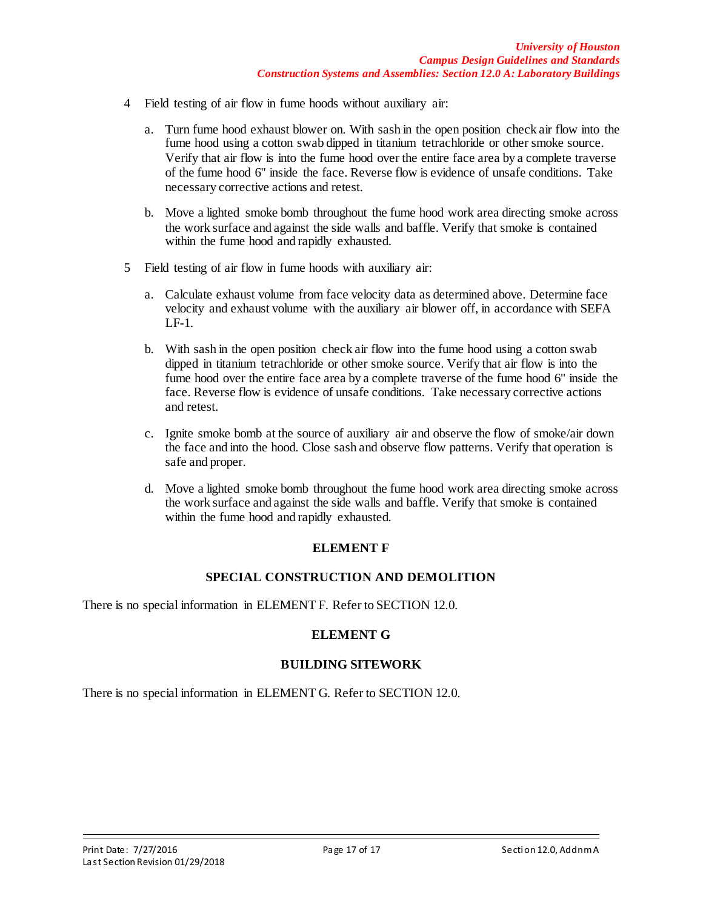4 Field testing of air flow in fume hoods without auxiliary air:

   a. Turn fume hood exhaust blower on. With sash in the open position check air flow into the fume hood using a cotton swab dipped in titanium tetrachloride or other smoke source. Verify that air flow is into the fume hood over the entire face area by a complete traverse of the fume hood 6" inside the face. Reverse flow is evidence of unsafe conditions. Take necessary corrective actions and retest.

   b. Move a lighted smoke bomb throughout the fume hood work area directing smoke across the work surface and against the side walls and baffle. Verify that smoke is contained within the fume hood and rapidly exhausted.

5 Field testing of air flow in fume hoods with auxiliary air:

   a. Calculate exhaust volume from face velocity data as determined above. Determine face velocity and exhaust volume with the auxiliary air blower off, in accordance with SEFA LF-1.

   b. With sash in the open position check air flow into the fume hood using a cotton swab dipped in titanium tetrachloride or other smoke source. Verify that air flow is into the fume hood over the entire face area by a complete traverse of the fume hood 6" inside the face. Reverse flow is evidence of unsafe conditions. Take necessary corrective actions and retest.

   c. Ignite smoke bomb at the source of auxiliary air and observe the flow of smoke/air down the face and into the hood. Close sash and observe flow patterns. Verify that operation is safe and proper.

   d. Move a lighted smoke bomb throughout the fume hood work area directing smoke across the work surface and against the side walls and baffle. Verify that smoke is contained within the fume hood and rapidly exhausted.

## ELEMENT F

## SPECIAL CONSTRUCTION AND DEMOLITION

There is no special information in ELEMENT F. Refer to SECTION 12.0.

## ELEMENT G

## BUILDING SITEWORK

There is no special information in ELEMENT G. Refer to SECTION 12.0.